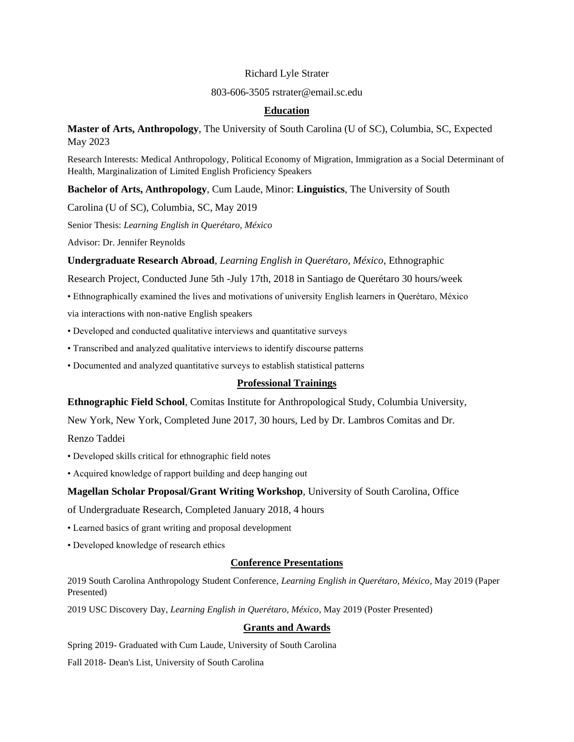# Richard Lyle Strater

803-606-3505 rstrater@email.sc.edu

## Education

**Master of Arts, Anthropology**, The University of South Carolina (U of SC), Columbia, SC, Expected May 2023

Research Interests: Medical Anthropology, Political Economy of Migration, Immigration as a Social Determinant of Health, Marginalization of Limited English Proficiency Speakers

**Bachelor of Arts, Anthropology**, Cum Laude, Minor: **Linguistics**, The University of South Carolina (U of SC), Columbia, SC, May 2019

Senior Thesis: *Learning English in Querétaro, México*

Advisor: Dr. Jennifer Reynolds

**Undergraduate Research Abroad**, *Learning English in Querétaro, México*, Ethnographic Research Project, Conducted June 5th -July 17th, 2018 in Santiago de Querétaro 30 hours/week

- Ethnographically examined the lives and motivations of university English learners in Querétaro, México via interactions with non-native English speakers
- Developed and conducted qualitative interviews and quantitative surveys
- Transcribed and analyzed qualitative interviews to identify discourse patterns
- Documented and analyzed quantitative surveys to establish statistical patterns

## Professional Trainings

**Ethnographic Field School**, Comitas Institute for Anthropological Study, Columbia University, New York, New York, Completed June 2017, 30 hours, Led by Dr. Lambros Comitas and Dr. Renzo Taddei

- Developed skills critical for ethnographic field notes
- Acquired knowledge of rapport building and deep hanging out

**Magellan Scholar Proposal/Grant Writing Workshop**, University of South Carolina, Office of Undergraduate Research, Completed January 2018, 4 hours

- Learned basics of grant writing and proposal development
- Developed knowledge of research ethics

## Conference Presentations

2019 South Carolina Anthropology Student Conference, *Learning English in Querétaro, México*, May 2019 (Paper Presented)

2019 USC Discovery Day, *Learning English in Querétaro, México*, May 2019 (Poster Presented)

## Grants and Awards

Spring 2019- Graduated with Cum Laude, University of South Carolina

Fall 2018- Dean's List, University of South Carolina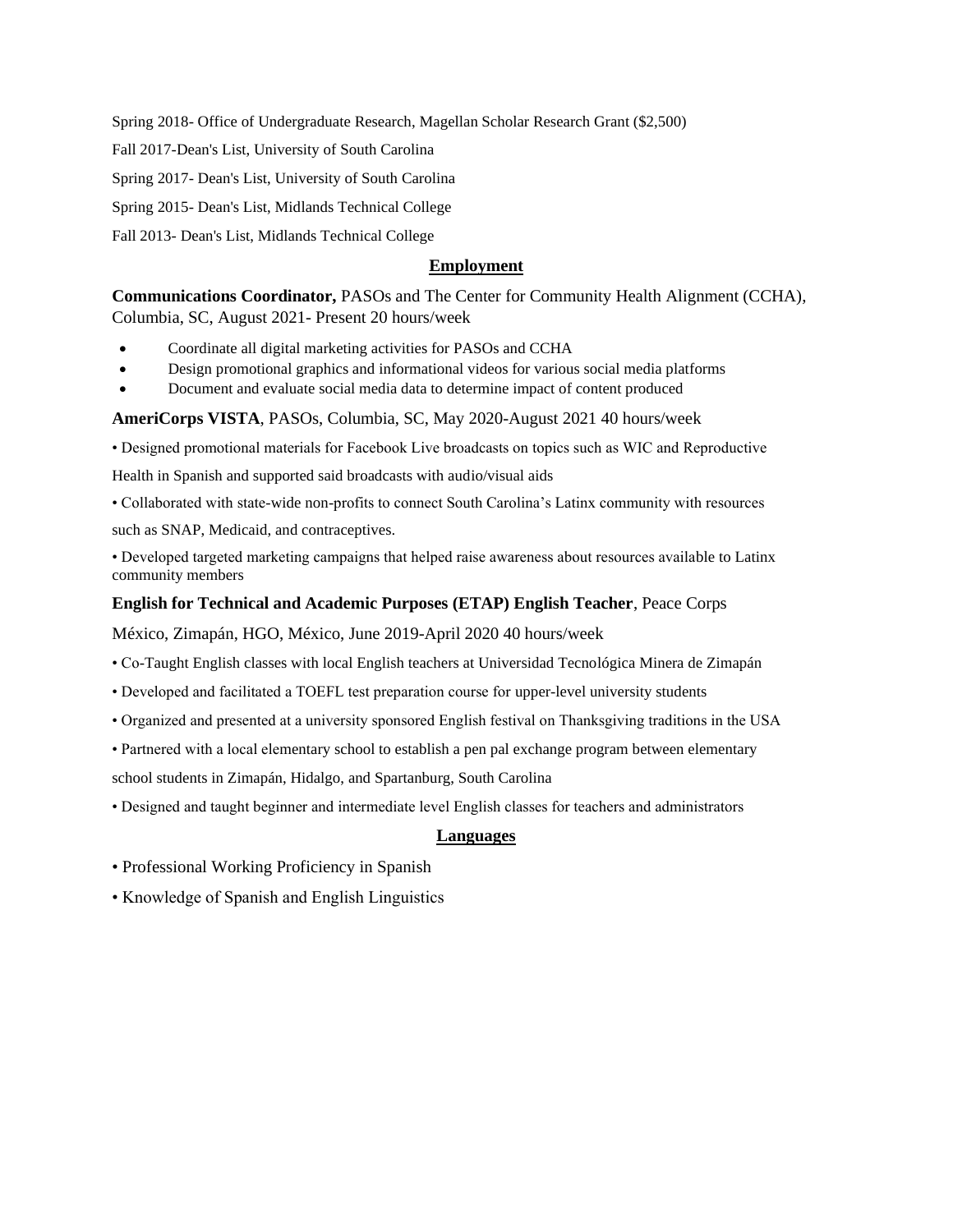Spring 2018- Office of Undergraduate Research, Magellan Scholar Research Grant ($2,500)

Fall 2017-Dean's List, University of South Carolina

Spring 2017- Dean's List, University of South Carolina

Spring 2015- Dean's List, Midlands Technical College

Fall 2013- Dean's List, Midlands Technical College

## Employment

**Communications Coordinator,** PASOs and The Center for Community Health Alignment (CCHA), Columbia, SC, August 2021- Present 20 hours/week

- Coordinate all digital marketing activities for PASOs and CCHA
- Design promotional graphics and informational videos for various social media platforms
- Document and evaluate social media data to determine impact of content produced

**AmeriCorps VISTA**, PASOs, Columbia, SC, May 2020-August 2021 40 hours/week

- Designed promotional materials for Facebook Live broadcasts on topics such as WIC and Reproductive Health in Spanish and supported said broadcasts with audio/visual aids
- Collaborated with state-wide non-profits to connect South Carolina's Latinx community with resources such as SNAP, Medicaid, and contraceptives.
- Developed targeted marketing campaigns that helped raise awareness about resources available to Latinx community members

**English for Technical and Academic Purposes (ETAP) English Teacher**, Peace Corps México, Zimapán, HGO, México, June 2019-April 2020 40 hours/week

- Co-Taught English classes with local English teachers at Universidad Tecnológica Minera de Zimapán
- Developed and facilitated a TOEFL test preparation course for upper-level university students
- Organized and presented at a university sponsored English festival on Thanksgiving traditions in the USA
- Partnered with a local elementary school to establish a pen pal exchange program between elementary school students in Zimapán, Hidalgo, and Spartanburg, South Carolina
- Designed and taught beginner and intermediate level English classes for teachers and administrators

## Languages

- Professional Working Proficiency in Spanish
- Knowledge of Spanish and English Linguistics